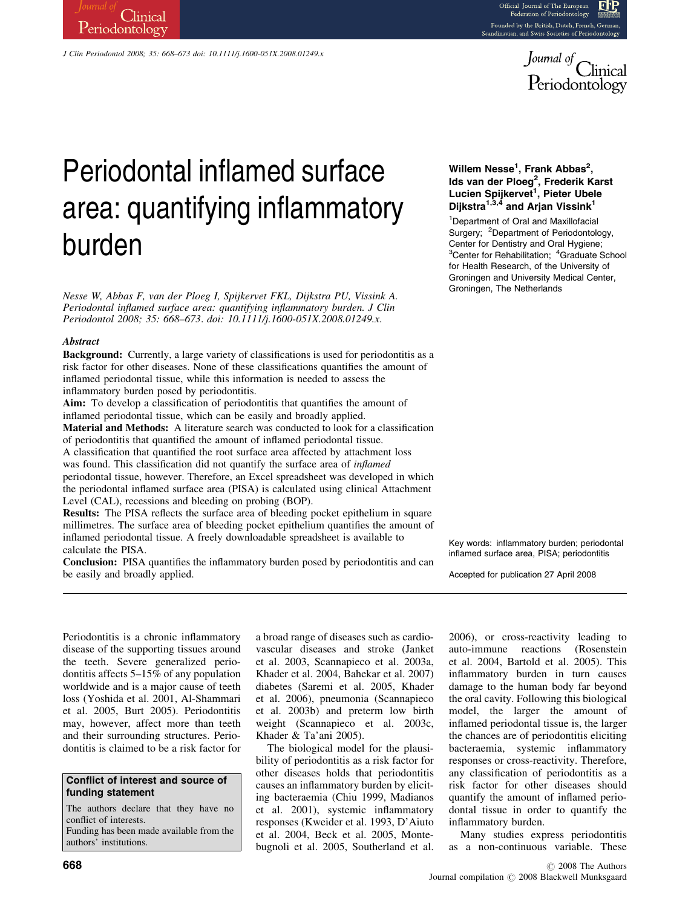# Periodontal inflamed surface area: quantifying inflammatory burden

**Willem Nesse[1], Frank Abbas[2], Ids van der Ploeg[2], Frederik Karst Lucien Spijkervet[1], Pieter Ubele Dijkstra[1,3,4] and Arjan Vissink[1]**

[1]Department of Oral and Maxillofacial Surgery; [2]Department of Periodontology, Center for Dentistry and Oral Hygiene; [3]Center for Rehabilitation; [4]Graduate School for Health Research, of the University of Groningen and University Medical Center, Groningen, The Netherlands

*Nesse W, Abbas F, van der Ploeg I, Spijkervet FKL, Dijkstra PU, Vissink A. Periodontal inflamed surface area: quantifying inflammatory burden. J Clin Periodontol 2008; 35: 668–673. doi: 10.1111/j.1600-051X.2008.01249.x.*

### *Abstract*

**Background:** Currently, a large variety of classifications is used for periodontitis as a risk factor for other diseases. None of these classifications quantifies the amount of inflamed periodontal tissue, while this information is needed to assess the inflammatory burden posed by periodontitis.

**Aim:** To develop a classification of periodontitis that quantifies the amount of inflamed periodontal tissue, which can be easily and broadly applied.

**Material and Methods:** A literature search was conducted to look for a classification of periodontitis that quantified the amount of inflamed periodontal tissue. A classification that quantified the root surface area affected by attachment loss was found. This classification did not quantify the surface area of *inflamed* periodontal tissue, however. Therefore, an Excel spreadsheet was developed in which the periodontal inflamed surface area (PISA) is calculated using clinical Attachment Level (CAL), recessions and bleeding on probing (BOP).

**Results:** The PISA reflects the surface area of bleeding pocket epithelium in square millimetres. The surface area of bleeding pocket epithelium quantifies the amount of inflamed periodontal tissue. A freely downloadable spreadsheet is available to calculate the PISA.

**Conclusion:** PISA quantifies the inflammatory burden posed by periodontitis and can be easily and broadly applied.

Key words: inflammatory burden; periodontal inflamed surface area, PISA; periodontitis

Accepted for publication 27 April 2008

Periodontitis is a chronic inflammatory disease of the supporting tissues around the teeth. Severe generalized periodontitis affects 5–15% of any population worldwide and is a major cause of teeth loss (Yoshida et al. 2001, Al-Shammari et al. 2005, Burt 2005). Periodontitis may, however, affect more than teeth and their surrounding structures. Periodontitis is claimed to be a risk factor for a broad range of diseases such as cardiovascular diseases and stroke (Janket et al. 2003, Scannapieco et al. 2003a, Khader et al. 2004, Bahekar et al. 2007) diabetes (Saremi et al. 2005, Khader et al. 2006), pneumonia (Scannapieco et al. 2003b) and preterm low birth weight (Scannapieco et al. 2003c, Khader & Ta'ani 2005).

The biological model for the plausibility of periodontitis as a risk factor for other diseases holds that periodontitis causes an inflammatory burden by eliciting bacteraemia (Chiu 1999, Madianos et al. 2001), systemic inflammatory responses (Kweider et al. 1993, D'Aiuto et al. 2004, Beck et al. 2005, Montebugnoli et al. 2005, Southerland et al. 2006), or cross-reactivity leading to auto-immune reactions (Rosenstein et al. 2004, Bartold et al. 2005). This inflammatory burden in turn causes damage to the human body far beyond the oral cavity. Following this biological model, the larger the amount of inflamed periodontal tissue is, the larger the chances are of periodontitis eliciting bacteraemia, systemic inflammatory responses or cross-reactivity. Therefore, any classification of periodontitis as a risk factor for other diseases should quantify the amount of inflamed periodontal tissue in order to quantify the inflammatory burden.

Many studies express periodontitis as a non-continuous variable. These

**Conflict of interest and source of funding statement**

The authors declare that they have no conflict of interests.
Funding has been made available from the authors' institutions.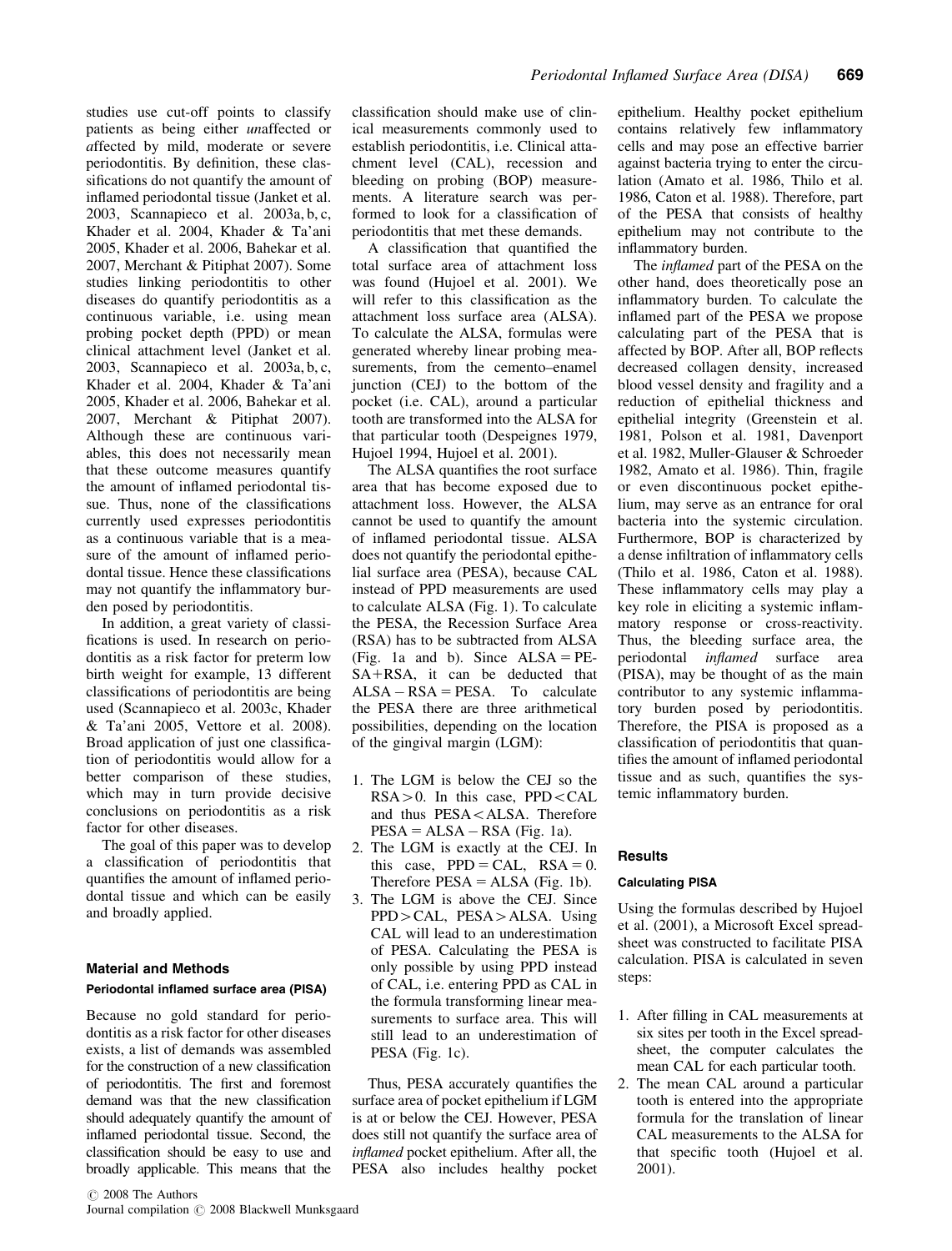studies use cut-off points to classify patients as being either *un*affected or *a*ffected by mild, moderate or severe periodontitis. By definition, these classifications do not quantify the amount of inflamed periodontal tissue (Janket et al. 2003, Scannapieco et al. 2003a, b, c, Khader et al. 2004, Khader & Ta'ani 2005, Khader et al. 2006, Bahekar et al. 2007, Merchant & Pitiphat 2007). Some studies linking periodontitis to other diseases do quantify periodontitis as a continuous variable, i.e. using mean probing pocket depth (PPD) or mean clinical attachment level (Janket et al. 2003, Scannapieco et al. 2003a, b, c, Khader et al. 2004, Khader & Ta'ani 2005, Khader et al. 2006, Bahekar et al. 2007, Merchant & Pitiphat 2007). Although these are continuous variables, this does not necessarily mean that these outcome measures quantify the amount of inflamed periodontal tissue. Thus, none of the classifications currently used expresses periodontitis as a continuous variable that is a measure of the amount of inflamed periodontal tissue. Hence these classifications may not quantify the inflammatory burden posed by periodontitis.

In addition, a great variety of classifications is used. In research on periodontitis as a risk factor for preterm low birth weight for example, 13 different classifications of periodontitis are being used (Scannapieco et al. 2003c, Khader & Ta'ani 2005, Vettore et al. 2008). Broad application of just one classification of periodontitis would allow for a better comparison of these studies, which may in turn provide decisive conclusions on periodontitis as a risk factor for other diseases.

The goal of this paper was to develop a classification of periodontitis that quantifies the amount of inflamed periodontal tissue and which can be easily and broadly applied.

## Material and Methods

### Periodontal inflamed surface area (PISA)

Because no gold standard for periodontitis as a risk factor for other diseases exists, a list of demands was assembled for the construction of a new classification of periodontitis. The first and foremost demand was that the new classification should adequately quantify the amount of inflamed periodontal tissue. Second, the classification should be easy to use and broadly applicable. This means that the classification should make use of clinical measurements commonly used to establish periodontitis, i.e. Clinical attachment level (CAL), recession and bleeding on probing (BOP) measurements. A literature search was performed to look for a classification of periodontitis that met these demands.

A classification that quantified the total surface area of attachment loss was found (Hujoel et al. 2001). We will refer to this classification as the attachment loss surface area (ALSA). To calculate the ALSA, formulas were generated whereby linear probing measurements, from the cemento–enamel junction (CEJ) to the bottom of the pocket (i.e. CAL), around a particular tooth are transformed into the ALSA for that particular tooth (Despeignes 1979, Hujoel 1994, Hujoel et al. 2001).

The ALSA quantifies the root surface area that has become exposed due to attachment loss. However, the ALSA cannot be used to quantify the amount of inflamed periodontal tissue. ALSA does not quantify the periodontal epithelial surface area (PESA), because CAL instead of PPD measurements are used to calculate ALSA (Fig. 1). To calculate the PESA, the Recession Surface Area (RSA) has to be subtracted from ALSA (Fig. 1a and b). Since ALSA = PESA+RSA, it can be deducted that ALSA – RSA = PESA. To calculate the PESA there are three arithmetical possibilities, depending on the location of the gingival margin (LGM):

1. The LGM is below the CEJ so the RSA > 0. In this case, PPD < CAL and thus PESA < ALSA. Therefore PESA = ALSA – RSA (Fig. 1a).
2. The LGM is exactly at the CEJ. In this case, PPD = CAL, RSA = 0. Therefore PESA = ALSA (Fig. 1b).
3. The LGM is above the CEJ. Since PPD > CAL, PESA > ALSA. Using CAL will lead to an underestimation of PESA. Calculating the PESA is only possible by using PPD instead of CAL, i.e. entering PPD as CAL in the formula transforming linear measurements to surface area. This will still lead to an underestimation of PESA (Fig. 1c).

Thus, PESA accurately quantifies the surface area of pocket epithelium if LGM is at or below the CEJ. However, PESA does still not quantify the surface area of *inflamed* pocket epithelium. After all, the PESA also includes healthy pocket epithelium. Healthy pocket epithelium contains relatively few inflammatory cells and may pose an effective barrier against bacteria trying to enter the circulation (Amato et al. 1986, Thilo et al. 1986, Caton et al. 1988). Therefore, part of the PESA that consists of healthy epithelium may not contribute to the inflammatory burden.

The *inflamed* part of the PESA on the other hand, does theoretically pose an inflammatory burden. To calculate the inflamed part of the PESA we propose calculating part of the PESA that is affected by BOP. After all, BOP reflects decreased collagen density, increased blood vessel density and fragility and a reduction of epithelial thickness and epithelial integrity (Greenstein et al. 1981, Polson et al. 1981, Davenport et al. 1982, Muller-Glauser & Schroeder 1982, Amato et al. 1986). Thin, fragile or even discontinuous pocket epithelium, may serve as an entrance for oral bacteria into the systemic circulation. Furthermore, BOP is characterized by a dense infiltration of inflammatory cells (Thilo et al. 1986, Caton et al. 1988). These inflammatory cells may play a key role in eliciting a systemic inflammatory response or cross-reactivity. Thus, the bleeding surface area, the periodontal *inflamed* surface area (PISA), may be thought of as the main contributor to any systemic inflammatory burden posed by periodontitis. Therefore, the PISA is proposed as a classification of periodontitis that quantifies the amount of inflamed periodontal tissue and as such, quantifies the systemic inflammatory burden.

## Results

### Calculating PISA

Using the formulas described by Hujoel et al. (2001), a Microsoft Excel spreadsheet was constructed to facilitate PISA calculation. PISA is calculated in seven steps:

1. After filling in CAL measurements at six sites per tooth in the Excel spreadsheet, the computer calculates the mean CAL for each particular tooth.
2. The mean CAL around a particular tooth is entered into the appropriate formula for the translation of linear CAL measurements to the ALSA for that specific tooth (Hujoel et al. 2001).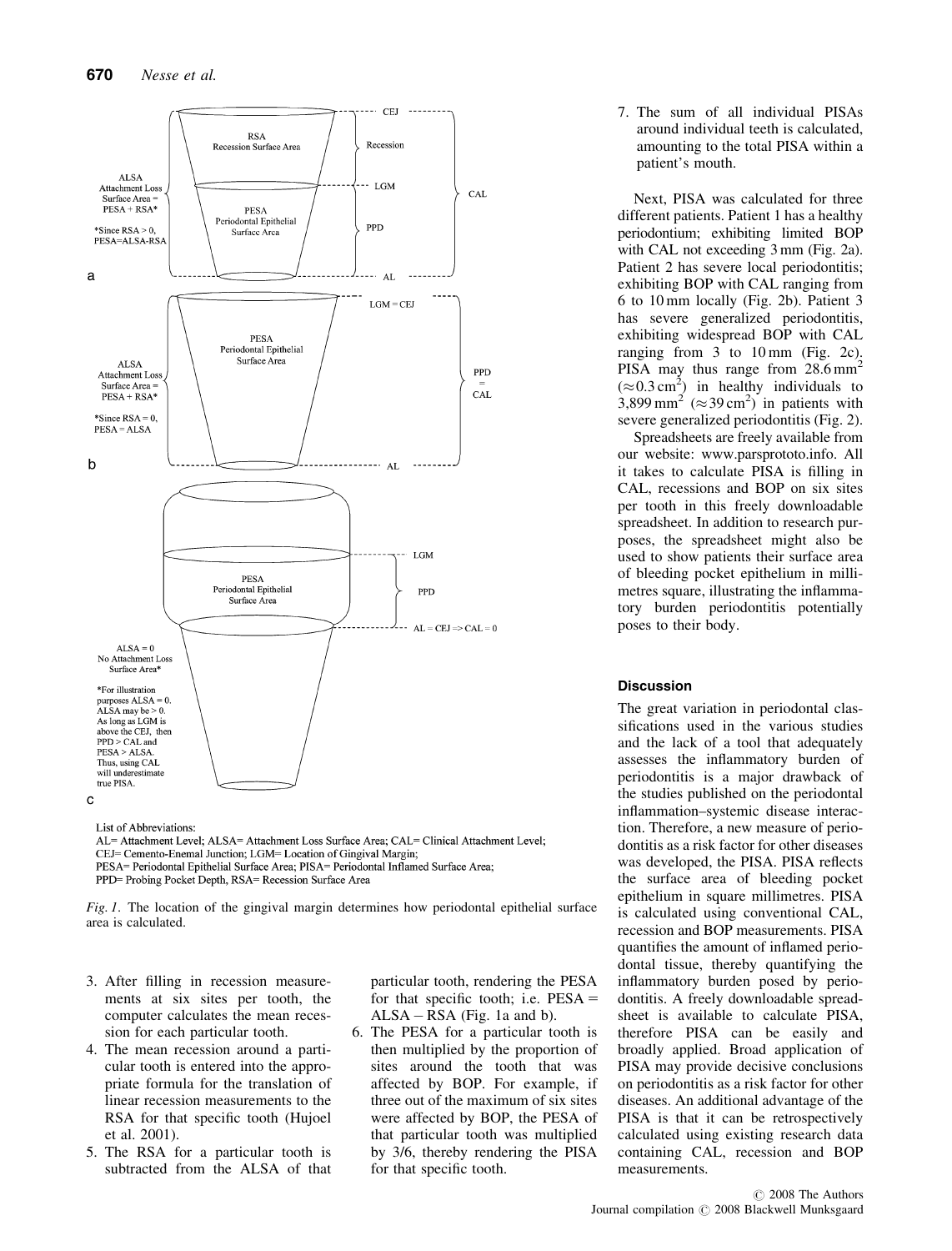List of Abbreviations:
AL= Attachment Level; ALSA= Attachment Loss Surface Area; CAL= Clinical Attachment Level;
CEJ= Cemento-Enemal Junction; LGM= Location of Gingival Margin;
PESA= Periodontal Epithelial Surface Area; PISA= Periodontal Inflamed Surface Area;
PPD= Probing Pocket Depth, RSA= Recession Surface Area

*Fig. 1.* The location of the gingival margin determines how periodontal epithelial surface area is calculated.

3. After filling in recession measurements at six sites per tooth, the computer calculates the mean recession for each particular tooth.
4. The mean recession around a particular tooth is entered into the appropriate formula for the translation of linear recession measurements to the RSA for that specific tooth (Hujoel et al. 2001).
5. The RSA for a particular tooth is subtracted from the ALSA of that particular tooth, rendering the PESA for that specific tooth; i.e. PESA = ALSA − RSA (Fig. 1a and b).
6. The PESA for a particular tooth is then multiplied by the proportion of sites around the tooth that was affected by BOP. For example, if three out of the maximum of six sites were affected by BOP, the PESA of that particular tooth was multiplied by 3/6, thereby rendering the PISA for that specific tooth.
7. The sum of all individual PISAs around individual teeth is calculated, amounting to the total PISA within a patient's mouth.

Next, PISA was calculated for three different patients. Patient 1 has a healthy periodontium; exhibiting limited BOP with CAL not exceeding 3 mm (Fig. 2a). Patient 2 has severe local periodontitis; exhibiting BOP with CAL ranging from 6 to 10 mm locally (Fig. 2b). Patient 3 has severe generalized periodontitis, exhibiting widespread BOP with CAL ranging from 3 to 10 mm (Fig. 2c). PISA may thus range from 28.6 mm$^2$ ($\approx$0.3 cm$^2$) in healthy individuals to 3,899 mm$^2$ ($\approx$39 cm$^2$) in patients with severe generalized periodontitis (Fig. 2).

Spreadsheets are freely available from our website: www.parsprototo.info. All it takes to calculate PISA is filling in CAL, recessions and BOP on six sites per tooth in this freely downloadable spreadsheet. In addition to research purposes, the spreadsheet might also be used to show patients their surface area of bleeding pocket epithelium in millimetres square, illustrating the inflammatory burden periodontitis potentially poses to their body.

## Discussion

The great variation in periodontal classifications used in the various studies and the lack of a tool that adequately assesses the inflammatory burden of periodontitis is a major drawback of the studies published on the periodontal inflammation–systemic disease interaction. Therefore, a new measure of periodontitis as a risk factor for other diseases was developed, the PISA. PISA reflects the surface area of bleeding pocket epithelium in square millimetres. PISA is calculated using conventional CAL, recession and BOP measurements. PISA quantifies the amount of inflamed periodontal tissue, thereby quantifying the inflammatory burden posed by periodontitis. A freely downloadable spreadsheet is available to calculate PISA, therefore PISA can be easily and broadly applied. Broad application of PISA may provide decisive conclusions on periodontitis as a risk factor for other diseases. An additional advantage of the PISA is that it can be retrospectively calculated using existing research data containing CAL, recession and BOP measurements.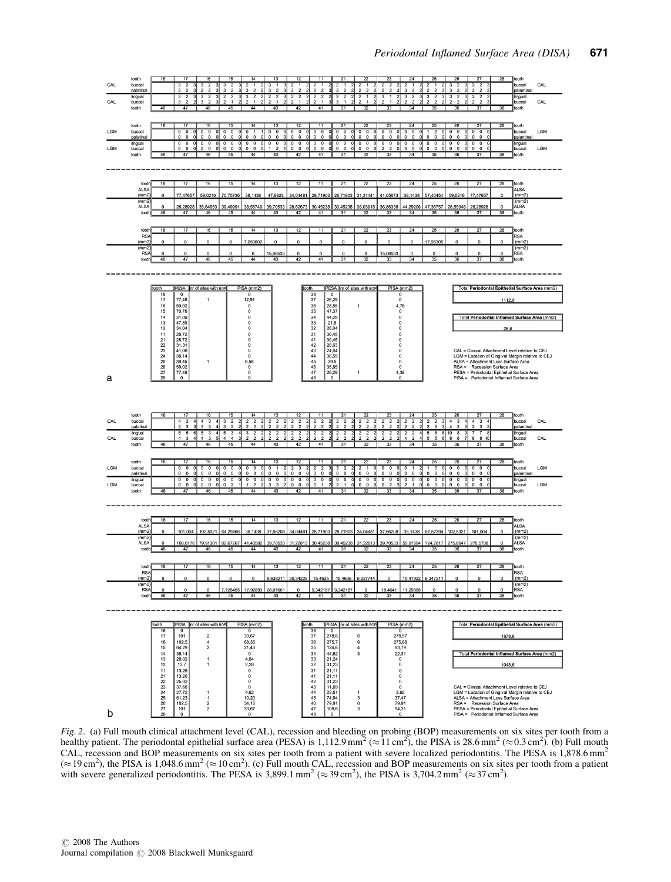Fig. 2. (a) Full mouth clinical attachment level (CAL), recession and bleeding on probing (BOP) measurements on six sites per tooth from a healthy patient. The periodontal epithelial surface area (PESA) is 1,112.9 mm$^2$ ($\approx$11 cm$^2$), the PISA is 28.6 mm$^2$ ($\approx$0.3 cm$^2$). (b) Full mouth CAL, recession and BOP measurements on six sites per tooth from a patient with severe localized periodontitis. The PESA is 1,878.6 mm$^2$ ($\approx$19 cm$^2$), the PISA is 1,048.6 mm$^2$ ($\approx$10 cm$^2$). (c) Full mouth CAL, recession and BOP measurements on six sites per tooth from a patient with severe generalized periodontitis. The PESA is 3,899.1 mm$^2$ ($\approx$39 cm$^2$), the PISA is 3,704.2 mm$^2$ ($\approx$37 cm$^2$).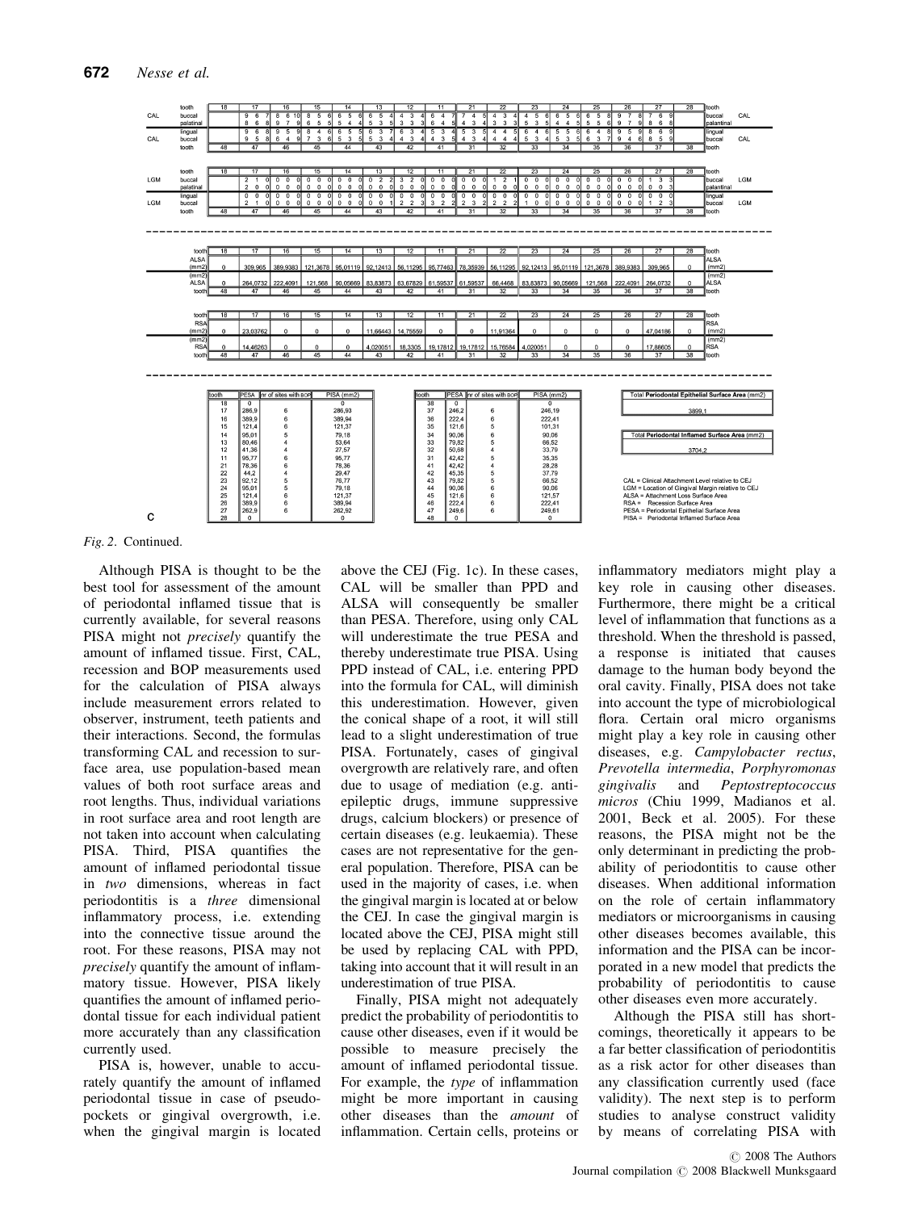| | tooth | 18 | 17 | 16 | 15 | 14 | 13 | 12 | 11 | 21 | 22 | 23 | 24 | 25 | 26 | 27 | 28 | tooth | |
|---|---|---|---|---|---|---|---|---|---|---|---|---|---|---|---|---|---|---|---|
| CAL | buccal | | 9 6 7 | 8 6 10 | 8 5 6 | 6 5 6 | 6 5 4 | 4 3 4 | 6 4 7 | 7 4 5 | 4 3 4 | 4 5 6 | 6 5 5 | 6 5 6 | 9 7 8 | 7 6 9 | | buccal | CAL |
| | palatinal | | 8 6 8 | 9 7 9 | 6 5 5 | 5 4 4 | 5 3 5 | 3 3 3 | 6 4 5 | 4 3 4 | 3 3 3 | 5 3 5 | 4 4 5 | 5 5 6 | 9 7 9 | 8 6 8 | | palantinal | |
| | lingual | | 9 6 8 | 9 5 9 | 8 4 6 | 6 5 5 | 6 3 7 | 6 3 4 | 5 3 4 | 5 3 5 | 4 4 5 | 6 4 6 | 5 5 6 | 6 4 8 | 9 5 9 | 8 6 9 | | lingual | |
| CAL | buccal | | 9 5 8 | 6 4 9 | 7 3 6 | 5 3 5 | 5 3 4 | 4 3 4 | 4 3 5 | 4 3 4 | 4 4 4 | 5 3 4 | 5 3 5 | 6 3 7 | 9 4 6 | 8 5 9 | | buccal | CAL |
| | tooth | 48 | 47 | 46 | 45 | 44 | 43 | 42 | 41 | 31 | 32 | 33 | 34 | 35 | 36 | 37 | 38 | tooth | |

| | tooth | 18 | 17 | 16 | 15 | 14 | 13 | 12 | 11 | 21 | 22 | 23 | 24 | 25 | 26 | 27 | 28 | tooth | |
|---|---|---|---|---|---|---|---|---|---|---|---|---|---|---|---|---|---|---|---|
| LGM | buccal | | 2 1 0 | 0 0 0 | 0 0 0 | 0 0 0 | 0 2 2 | 3 2 0 | 0 0 0 | 0 0 0 | 1 2 1 | 0 0 0 | 0 0 0 | 0 0 0 | 0 0 0 | 1 3 3 | | buccal | LGM |
| | palatinal | | 2 0 0 | 0 0 0 | 0 0 0 | 0 0 0 | 0 0 0 | 0 0 0 | 0 0 0 | 0 0 0 | 0 0 0 | 0 0 0 | 0 0 0 | 0 0 0 | 0 0 0 | 0 0 3 | | palantinal | |
| | lingual | | 0 0 0 | 0 0 0 | 0 0 0 | 0 0 0 | 0 0 0 | 0 0 0 | 0 0 0 | 0 0 0 | 0 0 0 | 0 0 0 | 0 0 0 | 0 0 0 | 0 0 0 | 0 0 0 | | lingual | |
| LGM | buccal | | 2 1 0 | 0 0 0 | 0 0 0 | 0 0 0 | 0 0 1 | 2 2 3 | 3 2 2 | 2 3 2 | 2 2 2 | 1 0 0 | 0 0 0 | 0 0 0 | 0 0 0 | 1 2 3 | | buccal | LGM |
| | tooth | 48 | 47 | 46 | 45 | 44 | 43 | 42 | 41 | 31 | 32 | 33 | 34 | 35 | 36 | 37 | 38 | tooth | |

| tooth | 18 | 17 | 16 | 15 | 14 | 13 | 12 | 11 | 21 | 22 | 23 | 24 | 25 | 26 | 27 | 28 | tooth |
|---|---|---|---|---|---|---|---|---|---|---|---|---|---|---|---|---|---|
| ALSA (mm2) | 0 | 309,965 | 389,9383 | 121,3678 | 95,01119 | 92,12413 | 56,11295 | 95,77463 | 78,35939 | 56,11295 | 92,12413 | 95,01119 | 121,3678 | 389,9383 | 309,965 | 0 | ALSA (mm2) |
| (mm2) ALSA | 0 | 264,0732 | 222,4091 | 121,568 | 90,05669 | 83,83873 | 63,67829 | 61,59537 | 61,59537 | 66,4468 | 83,83873 | 90,05669 | 121,568 | 222,4091 | 264,0732 | 0 | (mm2) ALSA |
| tooth | 48 | 47 | 46 | 45 | 44 | 43 | 42 | 41 | 31 | 32 | 33 | 34 | 35 | 36 | 37 | 38 | tooth |

| tooth | 18 | 17 | 16 | 15 | 14 | 13 | 12 | 11 | 21 | 22 | 23 | 24 | 25 | 26 | 27 | 28 | tooth |
|---|---|---|---|---|---|---|---|---|---|---|---|---|---|---|---|---|---|
| RSA (mm2) | 0 | 23,03762 | 0 | 0 | 0 | 11,66443 | 14,75559 | 0 | 0 | 11,91364 | 0 | 0 | 0 | 0 | 47,04186 | 0 | RSA (mm2) |
| (mm2) RSA | 0 | 14,46263 | 0 | 0 | 0 | 4,020051 | 18,3305 | 19,17812 | 19,17812 | 15,76584 | 4,020051 | 0 | 0 | 0 | 17,88605 | 0 | (mm2) RSA |
| tooth | 48 | 47 | 46 | 45 | 44 | 43 | 42 | 41 | 31 | 32 | 33 | 34 | 35 | 36 | 37 | 38 | tooth |

| tooth | PESA | nr of sites with BOP | PISA (mm2) |
|---|---|---|---|
| 18 | 0 | | 0 |
| 17 | 286,9 | 6 | 286,93 |
| 16 | 389,9 | 6 | 389,94 |
| 15 | 121,4 | 6 | 121,37 |
| 14 | 95,01 | 5 | 79,18 |
| 13 | 80,46 | 4 | 53,64 |
| 12 | 41,36 | 4 | 27,57 |
| 11 | 95,77 | 6 | 95,77 |
| 21 | 78,36 | 6 | 78,36 |
| 22 | 44,2 | 4 | 29,47 |
| 23 | 92,12 | 5 | 76,77 |
| 24 | 95,01 | 5 | 79,18 |
| 25 | 121,4 | 6 | 121,37 |
| 26 | 389,9 | 6 | 389,94 |
| 27 | 262,9 | 6 | 262,92 |
| 28 | 0 | | 0 |

| tooth | PESA | nr of sites with BOP | PISA (mm2) |
|---|---|---|---|
| 38 | 0 | | 0 |
| 37 | 246,2 | 6 | 246,19 |
| 36 | 222,4 | 6 | 222,41 |
| 35 | 121,6 | 5 | 101,31 |
| 34 | 90,06 | 6 | 90,06 |
| 33 | 79,82 | 5 | 66,52 |
| 32 | 50,68 | 4 | 33,79 |
| 31 | 42,42 | 5 | 35,35 |
| 41 | 42,42 | 4 | 28,28 |
| 42 | 45,35 | 5 | 37,79 |
| 43 | 79,82 | 5 | 66,52 |
| 44 | 90,06 | 6 | 90,06 |
| 45 | 121,6 | 6 | 121,57 |
| 46 | 222,4 | 6 | 222,41 |
| 47 | 249,6 | 6 | 249,61 |
| 48 | 0 | | 0 |

| Total **Periodontal Epithelial Surface Area** (mm2) |
|---|
| 3899,1 |

| Total **Periodontal Inflamed Surface Area** (mm2) |
|---|
| 3704,2 |

CAL = Clinical Attachment Level relative to CEJ
LGM = Location of Gingival Margin relative to CEJ
ALSA = Attachment Loss Surface Area
RSA = Recession Surface Area
PESA = Periodontal Epithelial Surface Area
PISA = Periodontal Inflamed Surface Area

C

*Fig. 2.* Continued.

Although PISA is thought to be the best tool for assessment of the amount of periodontal inflamed tissue that is currently available, for several reasons PISA might not *precisely* quantify the amount of inflamed tissue. First, CAL, recession and BOP measurements used for the calculation of PISA always include measurement errors related to observer, instrument, teeth patients and their interactions. Second, the formulas transforming CAL and recession to surface area, use population-based mean values of both root surface areas and root lengths. Thus, individual variations in root surface area and root length are not taken into account when calculating PISA. Third, PISA quantifies the amount of inflamed periodontal tissue in *two* dimensions, whereas in fact periodontitis is a *three* dimensional inflammatory process, i.e. extending into the connective tissue around the root. For these reasons, PISA may not *precisely* quantify the amount of inflammatory tissue. However, PISA likely quantifies the amount of inflamed periodontal tissue for each individual patient more accurately than any classification currently used.

PISA is, however, unable to accurately quantify the amount of inflamed periodontal tissue in case of pseudopockets or gingival overgrowth, i.e. when the gingival margin is located above the CEJ (Fig. 1c). In these cases, CAL will be smaller than PPD and ALSA will consequently be smaller than PESA. Therefore, using only CAL will underestimate the true PESA and thereby underestimate true PISA. Using PPD instead of CAL, i.e. entering PPD into the formula for CAL, will diminish this underestimation. However, given the conical shape of a root, it will still lead to a slight underestimation of true PISA. Fortunately, cases of gingival overgrowth are relatively rare, and often due to usage of mediation (e.g. anti-epileptic drugs, immune suppressive drugs, calcium blockers) or presence of certain diseases (e.g. leukaemia). These cases are not representative for the general population. Therefore, PISA can be used in the majority of cases, i.e. when the gingival margin is located at or below the CEJ. In case the gingival margin is located above the CEJ, PISA might still be used by replacing CAL with PPD, taking into account that it will result in an underestimation of true PISA.

Finally, PISA might not adequately predict the probability of periodontitis to cause other diseases, even if it would be possible to measure precisely the amount of inflamed periodontal tissue. For example, the *type* of inflammation might be more important in causing other diseases than the *amount* of inflammation. Certain cells, proteins or inflammatory mediators might play a key role in causing other diseases. Furthermore, there might be a critical level of inflammation that functions as a threshold. When the threshold is passed, a response is initiated that causes damage to the human body beyond the oral cavity. Finally, PISA does not take into account the type of microbiological flora. Certain oral micro organisms might play a key role in causing other diseases, e.g. *Campylobacter rectus*, *Prevotella intermedia*, *Porphyromonas gingivalis* and *Peptostreptococcus micros* (Chiu 1999, Madianos et al. 2001, Beck et al. 2005). For these reasons, the PISA might not be the only determinant in predicting the probability of periodontitis to cause other diseases. When additional information on the role of certain inflammatory mediators or microorganisms in causing other diseases becomes available, this information and the PISA can be incorporated in a new model that predicts the probability of periodontitis to cause other diseases even more accurately.

Although the PISA still has shortcomings, theoretically it appears to be a far better classification of periodontitis as a risk actor for other diseases than any classification currently used (face validity). The next step is to perform studies to analyse construct validity by means of correlating PISA with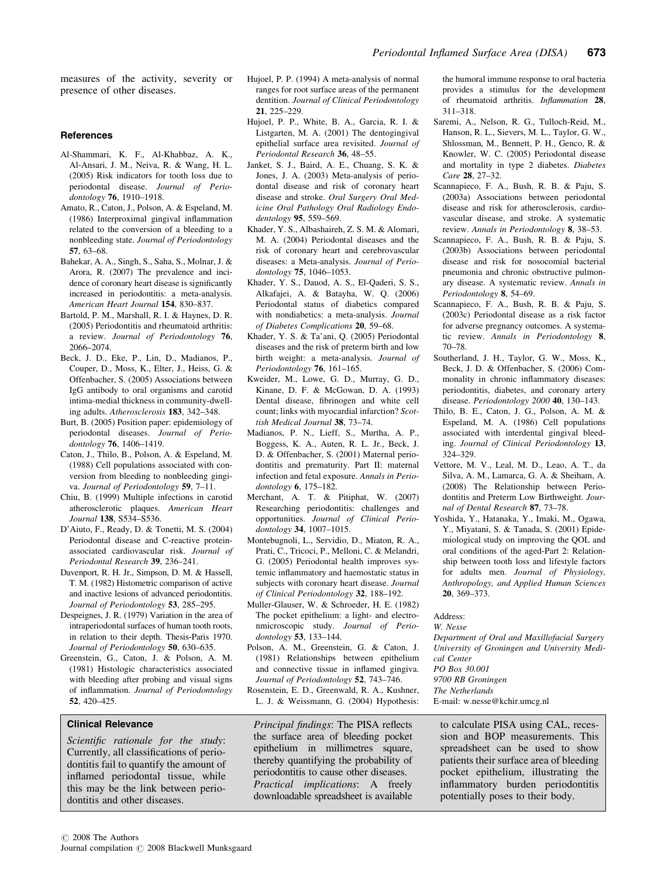measures of the activity, severity or presence of other diseases.

## References

Al-Shammari, K. F., Al-Khabbaz, A. K., Al-Ansari, J. M., Neiva, R. & Wang, H. L. (2005) Risk indicators for tooth loss due to periodontal disease. *Journal of Periodontology* **76**, 1910–1918.

Amato, R., Caton, J., Polson, A. & Espeland, M. (1986) Interproximal gingival inflammation related to the conversion of a bleeding to a nonbleeding state. *Journal of Periodontology* **57**, 63–68.

Bahekar, A. A., Singh, S., Saha, S., Molnar, J. & Arora, R. (2007) The prevalence and incidence of coronary heart disease is significantly increased in periodontitis: a meta-analysis. *American Heart Journal* **154**, 830–837.

Bartold, P. M., Marshall, R. I. & Haynes, D. R. (2005) Periodontitis and rheumatoid arthritis: a review. *Journal of Periodontology* **76**, 2066–2074.

Beck, J. D., Eke, P., Lin, D., Madianos, P., Couper, D., Moss, K., Elter, J., Heiss, G. & Offenbacher, S. (2005) Associations between IgG antibody to oral organisms and carotid intima-medial thickness in community-dwelling adults. *Atherosclerosis* **183**, 342–348.

Burt, B. (2005) Position paper: epidemiology of periodontal diseases. *Journal of Periodontology* **76**, 1406–1419.

Caton, J., Thilo, B., Polson, A. & Espeland, M. (1988) Cell populations associated with conversion from bleeding to nonbleeding gingiva. *Journal of Periodontology* **59**, 7–11.

Chiu, B. (1999) Multiple infections in carotid atherosclerotic plaques. *American Heart Journal* **138**, S534–S536.

D'Aiuto, F., Ready, D. & Tonetti, M. S. (2004) Periodontal disease and C-reactive protein-associated cardiovascular risk. *Journal of Periodontal Research* **39**, 236–241.

Davenport, R. H. Jr., Simpson, D. M. & Hassell, T. M. (1982) Histometric comparison of active and inactive lesions of advanced periodontitis. *Journal of Periodontology* **53**, 285–295.

Despeignes, J. R. (1979) Variation in the area of intraperiodontal surfaces of human tooth roots, in relation to their depth. Thesis-Paris 1970. *Journal of Periodontology* **50**, 630–635.

Greenstein, G., Caton, J. & Polson, A. M. (1981) Histologic characteristics associated with bleeding after probing and visual signs of inflammation. *Journal of Periodontology* **52**, 420–425.

Hujoel, P. P. (1994) A meta-analysis of normal ranges for root surface areas of the permanent dentition. *Journal of Clinical Periodontology* **21**, 225–229.

Hujoel, P. P., White, B. A., Garcia, R. I. & Listgarten, M. A. (2001) The dentogingival epithelial surface area revisited. *Journal of Periodontal Research* **36**, 48–55.

Janket, S. J., Baird, A. E., Chuang, S. K. & Jones, J. A. (2003) Meta-analysis of periodontal disease and risk of coronary heart disease and stroke. *Oral Surgery Oral Medicine Oral Pathology Oral Radiology Endodontology* **95**, 559–569.

Khader, Y. S., Albashaireh, Z. S. M. & Alomari, M. A. (2004) Periodontal diseases and the risk of coronary heart and cerebrovascular diseases: a Meta-analysis. *Journal of Periodontology* **75**, 1046–1053.

Khader, Y. S., Dauod, A. S., El-Qaderi, S. S., Alkafajei, A. & Batayha, W. Q. (2006) Periodontal status of diabetics compared with nondiabetics: a meta-analysis. *Journal of Diabetes Complications* **20**, 59–68.

Khader, Y. S. & Ta'ani, Q. (2005) Periodontal diseases and the risk of preterm birth and low birth weight: a meta-analysis. *Journal of Periodontology* **76**, 161–165.

Kweider, M., Lowe, G. D., Murray, G. D., Kinane, D. F. & McGowan, D. A. (1993) Dental disease, fibrinogen and white cell count; links with myocardial infarction? *Scottish Medical Journal* **38**, 73–74.

Madianos, P. N., Lieff, S., Murtha, A. P., Boggess, K. A., Auten, R. L. Jr., Beck, J. D. & Offenbacher, S. (2001) Maternal periodontitis and prematurity. Part II: maternal infection and fetal exposure. *Annals in Periodontology* **6**, 175–182.

Merchant, A. T. & Pitiphat, W. (2007) Researching periodontitis: challenges and opportunities. *Journal of Clinical Periodontology* **34**, 1007–1015.

Montebugnoli, L., Servidio, D., Miaton, R. A., Prati, C., Tricoci, P., Melloni, C. & Melandri, G. (2005) Periodontal health improves systemic inflammatory and haemostatic status in subjects with coronary heart disease. *Journal of Clinical Periodontology* **32**, 188–192.

Muller-Glauser, W. & Schroeder, H. E. (1982) The pocket epithelium: a light- and electronmicroscopic study. *Journal of Periodontology* **53**, 133–144.

Polson, A. M., Greenstein, G. & Caton, J. (1981) Relationships between epithelium and connective tissue in inflamed gingiva. *Journal of Periodontology* **52**, 743–746.

Rosenstein, E. D., Greenwald, R. A., Kushner, L. J. & Weissmann, G. (2004) Hypothesis: the humoral immune response to oral bacteria provides a stimulus for the development of rheumatoid arthritis. *Inflammation* **28**, 311–318.

Saremi, A., Nelson, R. G., Tulloch-Reid, M., Hanson, R. L., Sievers, M. L., Taylor, G. W., Shlossman, M., Bennett, P. H., Genco, R. & Knowler, W. C. (2005) Periodontal disease and mortality in type 2 diabetes. *Diabetes Care* **28**, 27–32.

Scannapieco, F. A., Bush, R. B. & Paju, S. (2003a) Associations between periodontal disease and risk for atherosclerosis, cardiovascular disease, and stroke. A systematic review. *Annals in Periodontology* **8**, 38–53.

Scannapieco, F. A., Bush, R. B. & Paju, S. (2003b) Associations between periodontal disease and risk for nosocomial bacterial pneumonia and chronic obstructive pulmonary disease. A systematic review. *Annals in Periodontology* **8**, 54–69.

Scannapieco, F. A., Bush, R. B. & Paju, S. (2003c) Periodontal disease as a risk factor for adverse pregnancy outcomes. A systematic review. *Annals in Periodontology* **8**, 70–78.

Southerland, J. H., Taylor, G. W., Moss, K., Beck, J. D. & Offenbacher, S. (2006) Commonality in chronic inflammatory diseases: periodontitis, diabetes, and coronary artery disease. *Periodontology 2000* **40**, 130–143.

Thilo, B. E., Caton, J. G., Polson, A. M. & Espeland, M. A. (1986) Cell populations associated with interdental gingival bleeding. *Journal of Clinical Periodontology* **13**, 324–329.

Vettore, M. V., Leal, M. D., Leao, A. T., da Silva, A. M., Lamarca, G. A. & Sheiham, A. (2008) The Relationship between Periodontitis and Preterm Low Birthweight. *Journal of Dental Research* **87**, 73–78.

Yoshida, Y., Hatanaka, Y., Imaki, M., Ogawa, Y., Miyatani, S. & Tanada, S. (2001) Epidemiological study on improving the QOL and oral conditions of the aged-Part 2: Relationship between tooth loss and lifestyle factors for adults men. *Journal of Physiology, Anthropology, and Applied Human Sciences* **20**, 369–373.

Address:
*W. Nesse*
*Department of Oral and Maxillofacial Surgery*
*University of Groningen and University Medical Center*
*PO Box 30.001*
*9700 RB Groningen*
*The Netherlands*
E-mail: w.nesse@kchir.umcg.nl

## Clinical Relevance

*Scientific rationale for the study*: Currently, all classifications of periodontitis fail to quantify the amount of inflamed periodontal tissue, while this may be the link between periodontitis and other diseases.

*Principal findings*: The PISA reflects the surface area of bleeding pocket epithelium in millimetres square, thereby quantifying the probability of periodontitis to cause other diseases.

*Practical implications*: A freely downloadable spreadsheet is available to calculate PISA using CAL, recession and BOP measurements. This spreadsheet can be used to show patients their surface area of bleeding pocket epithelium, illustrating the inflammatory burden periodontitis potentially poses to their body.